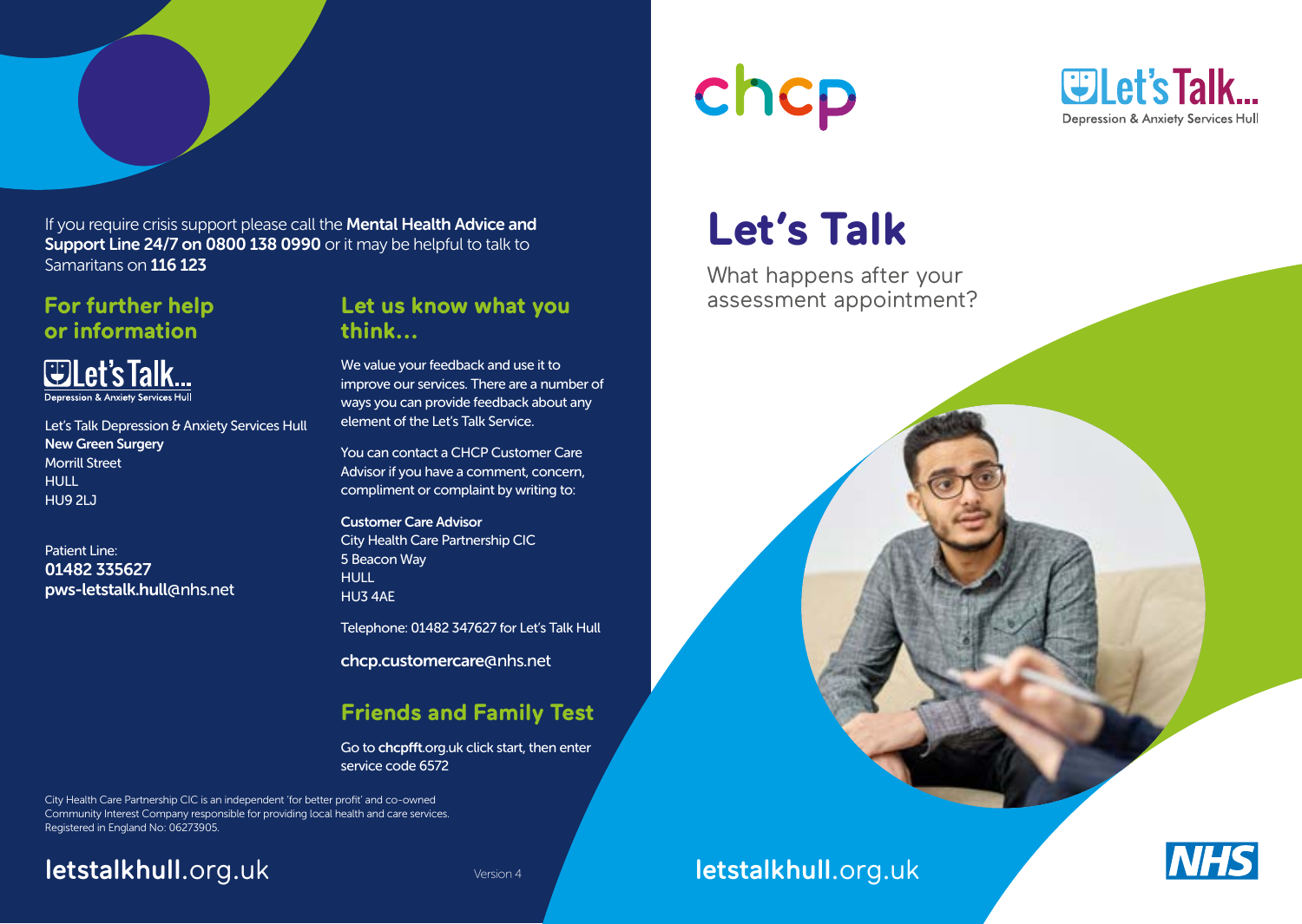If you require crisis support please call the **Mental Health Advice and Support Line 24/7 on 0800 138 0990** or it may be helpful to talk to Samaritans on **116 123**

## For further help or information

Let's Talk... Depression & Anxiety Services Hull

Let's Talk Depression & Anxiety Services Hull
**New Green Surgery**
Morrill Street
HULL
HU9 2LJ

Patient Line:
**01482 335627**
**pws-letstalk.hull**@nhs.net

## Let us know what you think…

We value your feedback and use it to improve our services. There are a number of ways you can provide feedback about any element of the Let's Talk Service.

You can contact a CHCP Customer Care Advisor if you have a comment, concern, compliment or complaint by writing to:

**Customer Care Advisor**
City Health Care Partnership CIC
5 Beacon Way
HULL
HU3 4AE

Telephone: 01482 347627 for Let's Talk Hull

**chcp.customercare**@nhs.net

## Friends and Family Test

Go to **chcpfft**.org.uk click start, then enter service code 6572

City Health Care Partnership CIC is an independent 'for better profit' and co-owned Community Interest Company responsible for providing local health and care services. Registered in England No: 06273905.

**letstalkhull**.org.uk

Version 4

chcp

Let's Talk... Depression & Anxiety Services Hull

# Let's Talk

What happens after your assessment appointment?

**letstalkhull**.org.uk

NHS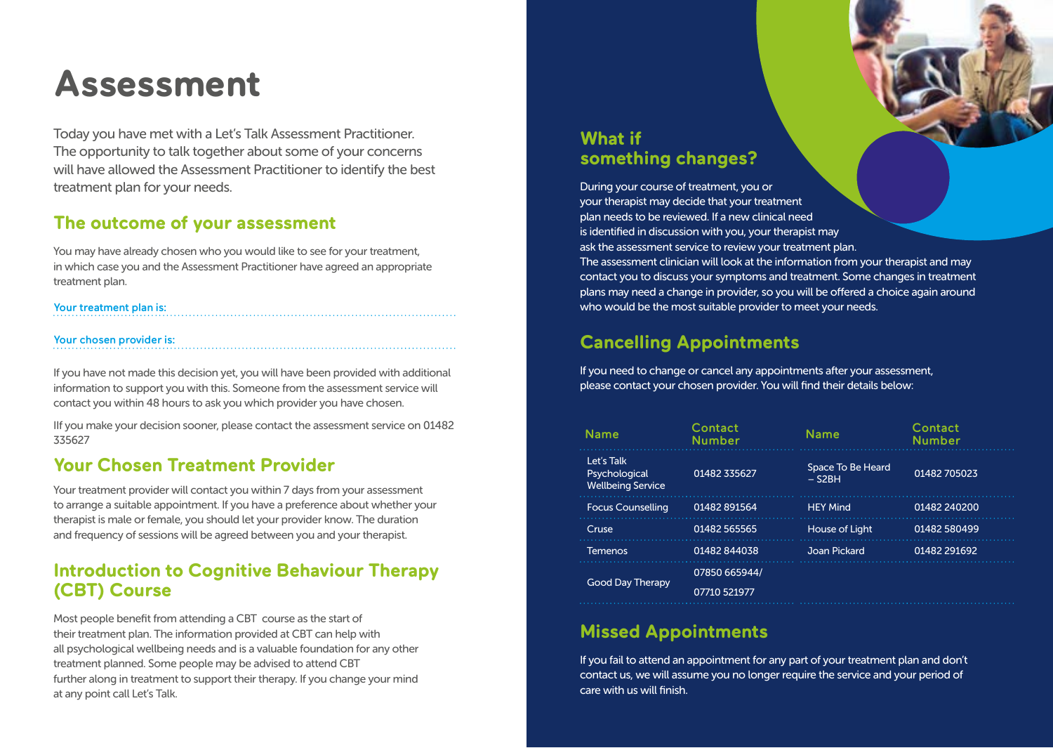# Assessment

Today you have met with a Let's Talk Assessment Practitioner. The opportunity to talk together about some of your concerns will have allowed the Assessment Practitioner to identify the best treatment plan for your needs.

## The outcome of your assessment

You may have already chosen who you would like to see for your treatment, in which case you and the Assessment Practitioner have agreed an appropriate treatment plan.

Your treatment plan is: ..........................................................................................

Your chosen provider is: ..........................................................................................

If you have not made this decision yet, you will have been provided with additional information to support you with this. Someone from the assessment service will contact you within 48 hours to ask you which provider you have chosen.

IIf you make your decision sooner, please contact the assessment service on 01482 335627

## Your Chosen Treatment Provider

Your treatment provider will contact you within 7 days from your assessment to arrange a suitable appointment. If you have a preference about whether your therapist is male or female, you should let your provider know. The duration and frequency of sessions will be agreed between you and your therapist.

## Introduction to Cognitive Behaviour Therapy (CBT) Course

Most people benefit from attending a CBT course as the start of their treatment plan. The information provided at CBT can help with all psychological wellbeing needs and is a valuable foundation for any other treatment planned. Some people may be advised to attend CBT further along in treatment to support their therapy. If you change your mind at any point call Let's Talk.

## What if something changes?

During your course of treatment, you or your therapist may decide that your treatment plan needs to be reviewed. If a new clinical need is identified in discussion with you, your therapist may ask the assessment service to review your treatment plan. The assessment clinician will look at the information from your therapist and may contact you to discuss your symptoms and treatment. Some changes in treatment plans may need a change in provider, so you will be offered a choice again around who would be the most suitable provider to meet your needs.

## Cancelling Appointments

If you need to change or cancel any appointments after your assessment, please contact your chosen provider. You will find their details below:

| Name | Contact Number | Name | Contact Number |
|---|---|---|---|
| Let's Talk Psychological Wellbeing Service | 01482 335627 | Space To Be Heard – S2BH | 01482 705023 |
| Focus Counselling | 01482 891564 | HEY Mind | 01482 240200 |
| Cruse | 01482 565565 | House of Light | 01482 580499 |
| Temenos | 01482 844038 | Joan Pickard | 01482 291692 |
| Good Day Therapy | 07850 665944/ 07710 521977 | | |

## Missed Appointments

If you fail to attend an appointment for any part of your treatment plan and don't contact us, we will assume you no longer require the service and your period of care with us will finish.